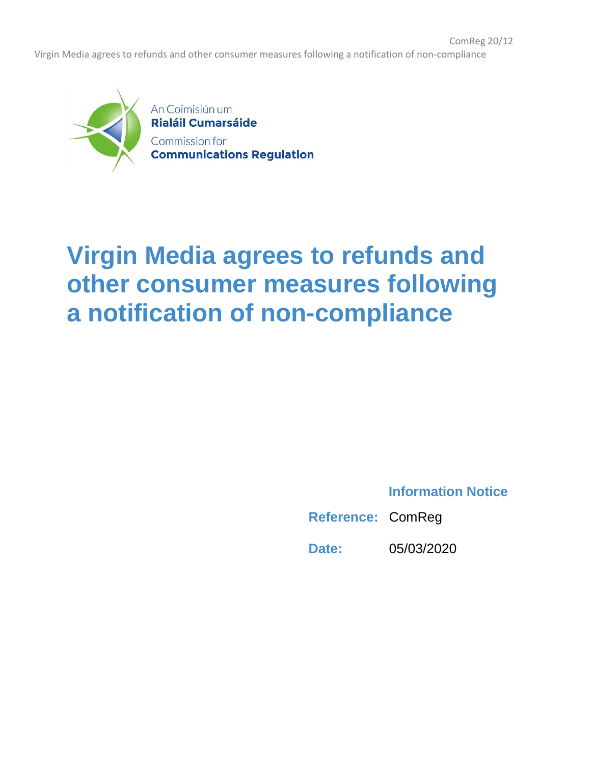An Coimisiún um
**Rialáil Cumarsáide**
Commission for
**Communications Regulation**

# Virgin Media agrees to refunds and other consumer measures following a notification of non-compliance

**Information Notice**

**Reference:** ComReg

**Date:** 05/03/2020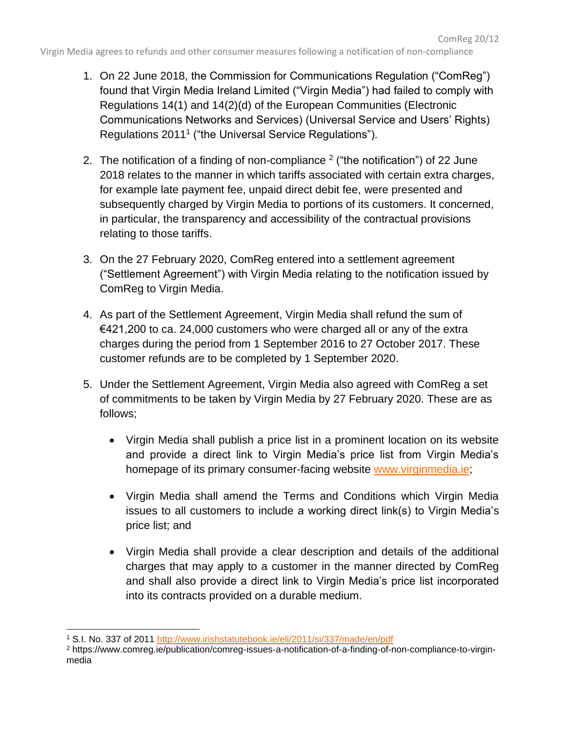1. On 22 June 2018, the Commission for Communications Regulation ("ComReg") found that Virgin Media Ireland Limited ("Virgin Media") had failed to comply with Regulations 14(1) and 14(2)(d) of the European Communities (Electronic Communications Networks and Services) (Universal Service and Users' Rights) Regulations 2011[1] ("the Universal Service Regulations").

2. The notification of a finding of non-compliance [2] ("the notification") of 22 June 2018 relates to the manner in which tariffs associated with certain extra charges, for example late payment fee, unpaid direct debit fee, were presented and subsequently charged by Virgin Media to portions of its customers. It concerned, in particular, the transparency and accessibility of the contractual provisions relating to those tariffs.

3. On the 27 February 2020, ComReg entered into a settlement agreement ("Settlement Agreement") with Virgin Media relating to the notification issued by ComReg to Virgin Media.

4. As part of the Settlement Agreement, Virgin Media shall refund the sum of €421,200 to ca. 24,000 customers who were charged all or any of the extra charges during the period from 1 September 2016 to 27 October 2017. These customer refunds are to be completed by 1 September 2020.

5. Under the Settlement Agreement, Virgin Media also agreed with ComReg a set of commitments to be taken by Virgin Media by 27 February 2020. These are as follows;

   - Virgin Media shall publish a price list in a prominent location on its website and provide a direct link to Virgin Media's price list from Virgin Media's homepage of its primary consumer-facing website www.virginmedia.ie;

   - Virgin Media shall amend the Terms and Conditions which Virgin Media issues to all customers to include a working direct link(s) to Virgin Media's price list; and

   - Virgin Media shall provide a clear description and details of the additional charges that may apply to a customer in the manner directed by ComReg and shall also provide a direct link to Virgin Media's price list incorporated into its contracts provided on a durable medium.

---

[1] S.I. No. 337 of 2011 http://www.irishstatutebook.ie/eli/2011/si/337/made/en/pdf

[2] https://www.comreg.ie/publication/comreg-issues-a-notification-of-a-finding-of-non-compliance-to-virgin-media